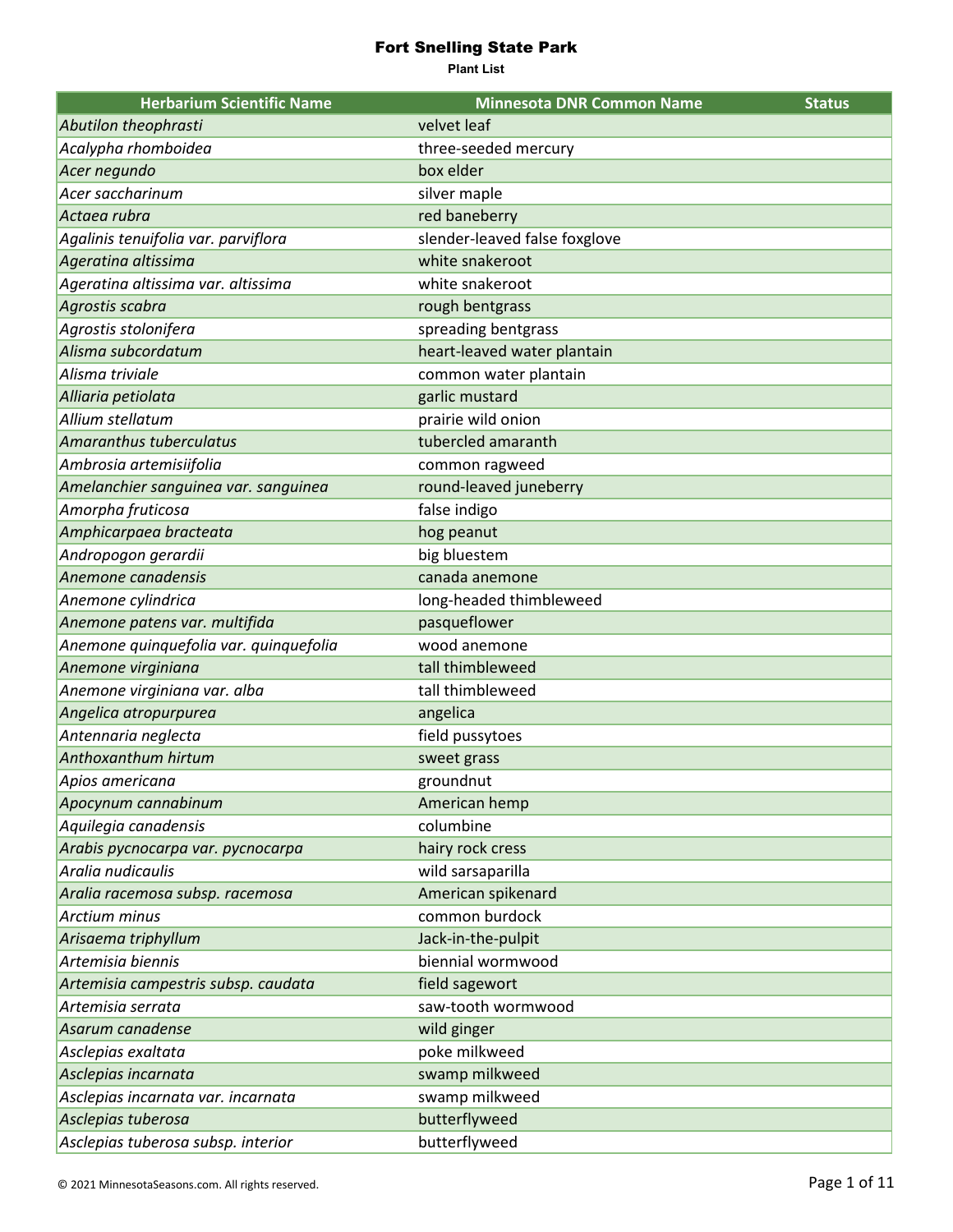# Fort Snelling State Park

**Plant List**

| Herbarium Scientific Name | Minnesota DNR Common Name | Status |
|---|---|---|
| *Abutilon theophrasti* | velvet leaf | |
| *Acalypha rhomboidea* | three-seeded mercury | |
| *Acer negundo* | box elder | |
| *Acer saccharinum* | silver maple | |
| *Actaea rubra* | red baneberry | |
| *Agalinis tenuifolia var. parviflora* | slender-leaved false foxglove | |
| *Ageratina altissima* | white snakeroot | |
| *Ageratina altissima var. altissima* | white snakeroot | |
| *Agrostis scabra* | rough bentgrass | |
| *Agrostis stolonifera* | spreading bentgrass | |
| *Alisma subcordatum* | heart-leaved water plantain | |
| *Alisma triviale* | common water plantain | |
| *Alliaria petiolata* | garlic mustard | |
| *Allium stellatum* | prairie wild onion | |
| *Amaranthus tuberculatus* | tubercled amaranth | |
| *Ambrosia artemisiifolia* | common ragweed | |
| *Amelanchier sanguinea var. sanguinea* | round-leaved juneberry | |
| *Amorpha fruticosa* | false indigo | |
| *Amphicarpaea bracteata* | hog peanut | |
| *Andropogon gerardii* | big bluestem | |
| *Anemone canadensis* | canada anemone | |
| *Anemone cylindrica* | long-headed thimbleweed | |
| *Anemone patens var. multifida* | pasqueflower | |
| *Anemone quinquefolia var. quinquefolia* | wood anemone | |
| *Anemone virginiana* | tall thimbleweed | |
| *Anemone virginiana var. alba* | tall thimbleweed | |
| *Angelica atropurpurea* | angelica | |
| *Antennaria neglecta* | field pussytoes | |
| *Anthoxanthum hirtum* | sweet grass | |
| *Apios americana* | groundnut | |
| *Apocynum cannabinum* | American hemp | |
| *Aquilegia canadensis* | columbine | |
| *Arabis pycnocarpa var. pycnocarpa* | hairy rock cress | |
| *Aralia nudicaulis* | wild sarsaparilla | |
| *Aralia racemosa subsp. racemosa* | American spikenard | |
| *Arctium minus* | common burdock | |
| *Arisaema triphyllum* | Jack-in-the-pulpit | |
| *Artemisia biennis* | biennial wormwood | |
| *Artemisia campestris subsp. caudata* | field sagewort | |
| *Artemisia serrata* | saw-tooth wormwood | |
| *Asarum canadense* | wild ginger | |
| *Asclepias exaltata* | poke milkweed | |
| *Asclepias incarnata* | swamp milkweed | |
| *Asclepias incarnata var. incarnata* | swamp milkweed | |
| *Asclepias tuberosa* | butterflyweed | |
| *Asclepias tuberosa subsp. interior* | butterflyweed | |

© 2021 MinnesotaSeasons.com. All rights reserved.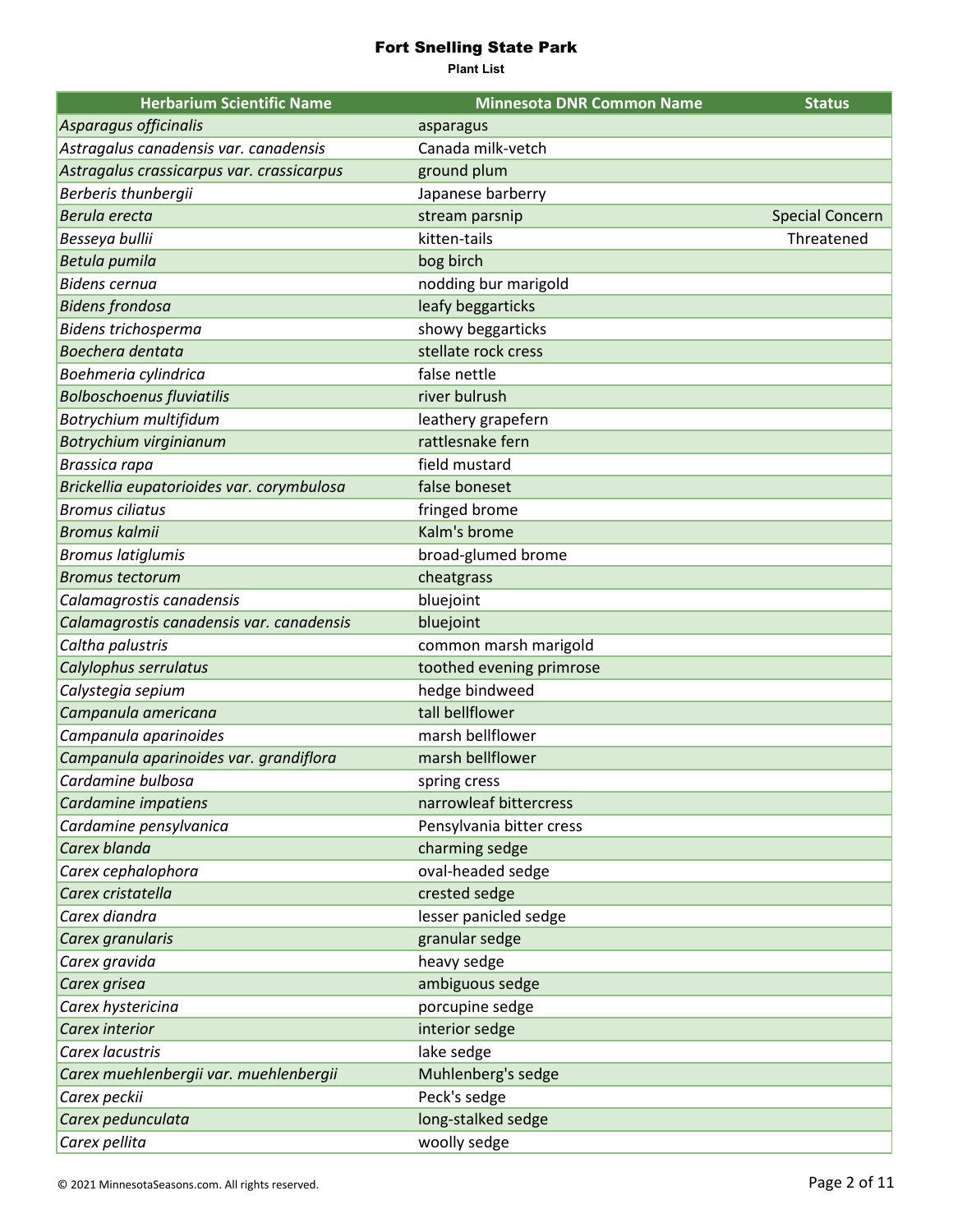# Fort Snelling State Park

**Plant List**

| Herbarium Scientific Name | Minnesota DNR Common Name | Status |
|---|---|---|
| *Asparagus officinalis* | asparagus | |
| *Astragalus canadensis var. canadensis* | Canada milk-vetch | |
| *Astragalus crassicarpus var. crassicarpus* | ground plum | |
| *Berberis thunbergii* | Japanese barberry | |
| *Berula erecta* | stream parsnip | Special Concern |
| *Besseya bullii* | kitten-tails | Threatened |
| *Betula pumila* | bog birch | |
| *Bidens cernua* | nodding bur marigold | |
| *Bidens frondosa* | leafy beggarticks | |
| *Bidens trichosperma* | showy beggarticks | |
| *Boechera dentata* | stellate rock cress | |
| *Boehmeria cylindrica* | false nettle | |
| *Bolboschoenus fluviatilis* | river bulrush | |
| *Botrychium multifidum* | leathery grapefern | |
| *Botrychium virginianum* | rattlesnake fern | |
| *Brassica rapa* | field mustard | |
| *Brickellia eupatorioides var. corymbulosa* | false boneset | |
| *Bromus ciliatus* | fringed brome | |
| *Bromus kalmii* | Kalm's brome | |
| *Bromus latiglumis* | broad-glumed brome | |
| *Bromus tectorum* | cheatgrass | |
| *Calamagrostis canadensis* | bluejoint | |
| *Calamagrostis canadensis var. canadensis* | bluejoint | |
| *Caltha palustris* | common marsh marigold | |
| *Calylophus serrulatus* | toothed evening primrose | |
| *Calystegia sepium* | hedge bindweed | |
| *Campanula americana* | tall bellflower | |
| *Campanula aparinoides* | marsh bellflower | |
| *Campanula aparinoides var. grandiflora* | marsh bellflower | |
| *Cardamine bulbosa* | spring cress | |
| *Cardamine impatiens* | narrowleaf bittercress | |
| *Cardamine pensylvanica* | Pensylvania bitter cress | |
| *Carex blanda* | charming sedge | |
| *Carex cephalophora* | oval-headed sedge | |
| *Carex cristatella* | crested sedge | |
| *Carex diandra* | lesser panicled sedge | |
| *Carex granularis* | granular sedge | |
| *Carex gravida* | heavy sedge | |
| *Carex grisea* | ambiguous sedge | |
| *Carex hystericina* | porcupine sedge | |
| *Carex interior* | interior sedge | |
| *Carex lacustris* | lake sedge | |
| *Carex muehlenbergii var. muehlenbergii* | Muhlenberg's sedge | |
| *Carex peckii* | Peck's sedge | |
| *Carex pedunculata* | long-stalked sedge | |
| *Carex pellita* | woolly sedge | |

© 2021 MinnesotaSeasons.com. All rights reserved.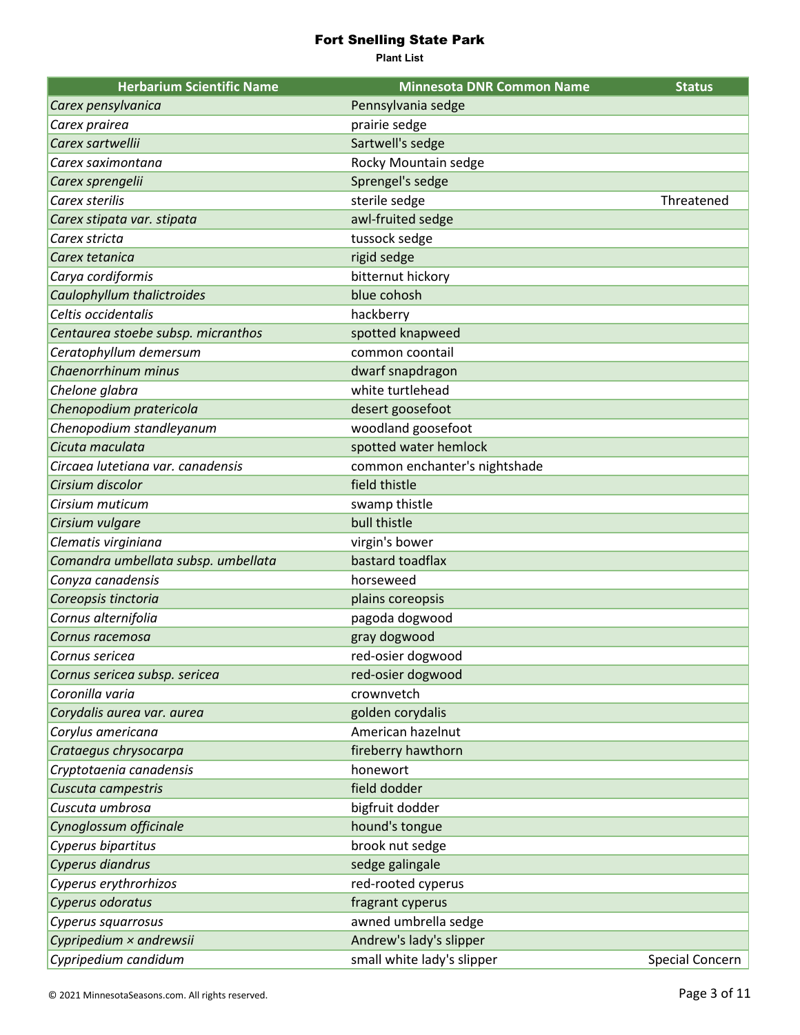# Fort Snelling State Park

**Plant List**

| Herbarium Scientific Name | Minnesota DNR Common Name | Status |
|---|---|---|
| *Carex pensylvanica* | Pennsylvania sedge | |
| *Carex prairea* | prairie sedge | |
| *Carex sartwellii* | Sartwell's sedge | |
| *Carex saximontana* | Rocky Mountain sedge | |
| *Carex sprengelii* | Sprengel's sedge | |
| *Carex sterilis* | sterile sedge | Threatened |
| *Carex stipata var. stipata* | awl-fruited sedge | |
| *Carex stricta* | tussock sedge | |
| *Carex tetanica* | rigid sedge | |
| *Carya cordiformis* | bitternut hickory | |
| *Caulophyllum thalictroides* | blue cohosh | |
| *Celtis occidentalis* | hackberry | |
| *Centaurea stoebe subsp. micranthos* | spotted knapweed | |
| *Ceratophyllum demersum* | common coontail | |
| *Chaenorrhinum minus* | dwarf snapdragon | |
| *Chelone glabra* | white turtlehead | |
| *Chenopodium pratericola* | desert goosefoot | |
| *Chenopodium standleyanum* | woodland goosefoot | |
| *Cicuta maculata* | spotted water hemlock | |
| *Circaea lutetiana var. canadensis* | common enchanter's nightshade | |
| *Cirsium discolor* | field thistle | |
| *Cirsium muticum* | swamp thistle | |
| *Cirsium vulgare* | bull thistle | |
| *Clematis virginiana* | virgin's bower | |
| *Comandra umbellata subsp. umbellata* | bastard toadflax | |
| *Conyza canadensis* | horseweed | |
| *Coreopsis tinctoria* | plains coreopsis | |
| *Cornus alternifolia* | pagoda dogwood | |
| *Cornus racemosa* | gray dogwood | |
| *Cornus sericea* | red-osier dogwood | |
| *Cornus sericea subsp. sericea* | red-osier dogwood | |
| *Coronilla varia* | crownvetch | |
| *Corydalis aurea var. aurea* | golden corydalis | |
| *Corylus americana* | American hazelnut | |
| *Crataegus chrysocarpa* | fireberry hawthorn | |
| *Cryptotaenia canadensis* | honewort | |
| *Cuscuta campestris* | field dodder | |
| *Cuscuta umbrosa* | bigfruit dodder | |
| *Cynoglossum officinale* | hound's tongue | |
| *Cyperus bipartitus* | brook nut sedge | |
| *Cyperus diandrus* | sedge galingale | |
| *Cyperus erythrorhizos* | red-rooted cyperus | |
| *Cyperus odoratus* | fragrant cyperus | |
| *Cyperus squarrosus* | awned umbrella sedge | |
| *Cypripedium × andrewsii* | Andrew's lady's slipper | |
| *Cypripedium candidum* | small white lady's slipper | Special Concern |

© 2021 MinnesotaSeasons.com. All rights reserved.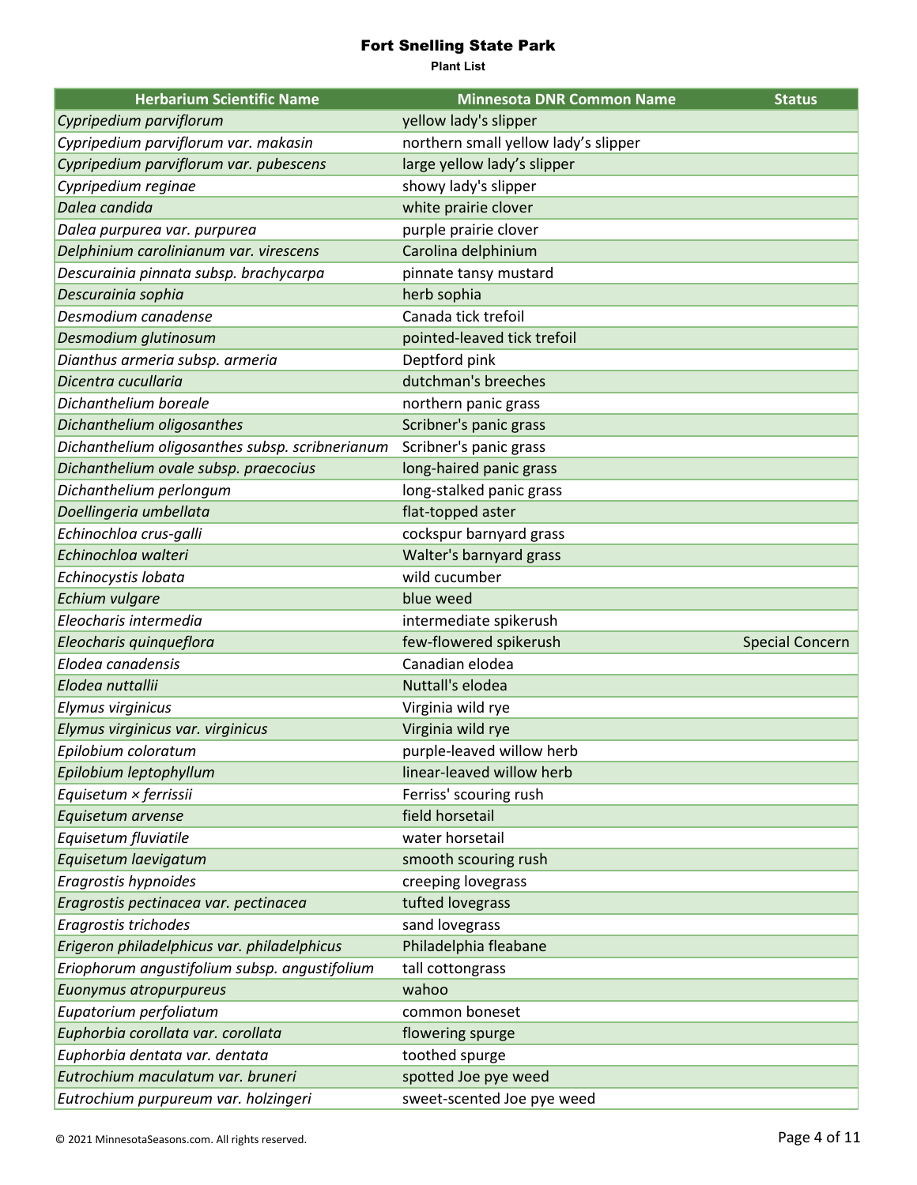# Fort Snelling State Park

**Plant List**

| Herbarium Scientific Name | Minnesota DNR Common Name | Status |
|---|---|---|
| *Cypripedium parviflorum* | yellow lady's slipper | |
| *Cypripedium parviflorum var. makasin* | northern small yellow lady's slipper | |
| *Cypripedium parviflorum var. pubescens* | large yellow lady's slipper | |
| *Cypripedium reginae* | showy lady's slipper | |
| *Dalea candida* | white prairie clover | |
| *Dalea purpurea var. purpurea* | purple prairie clover | |
| *Delphinium carolinianum var. virescens* | Carolina delphinium | |
| *Descurainia pinnata subsp. brachycarpa* | pinnate tansy mustard | |
| *Descurainia sophia* | herb sophia | |
| *Desmodium canadense* | Canada tick trefoil | |
| *Desmodium glutinosum* | pointed-leaved tick trefoil | |
| *Dianthus armeria subsp. armeria* | Deptford pink | |
| *Dicentra cucullaria* | dutchman's breeches | |
| *Dichanthelium boreale* | northern panic grass | |
| *Dichanthelium oligosanthes* | Scribner's panic grass | |
| *Dichanthelium oligosanthes subsp. scribnerianum* | Scribner's panic grass | |
| *Dichanthelium ovale subsp. praecocius* | long-haired panic grass | |
| *Dichanthelium perlongum* | long-stalked panic grass | |
| *Doellingeria umbellata* | flat-topped aster | |
| *Echinochloa crus-galli* | cockspur barnyard grass | |
| *Echinochloa walteri* | Walter's barnyard grass | |
| *Echinocystis lobata* | wild cucumber | |
| *Echium vulgare* | blue weed | |
| *Eleocharis intermedia* | intermediate spikerush | |
| *Eleocharis quinqueflora* | few-flowered spikerush | Special Concern |
| *Elodea canadensis* | Canadian elodea | |
| *Elodea nuttallii* | Nuttall's elodea | |
| *Elymus virginicus* | Virginia wild rye | |
| *Elymus virginicus var. virginicus* | Virginia wild rye | |
| *Epilobium coloratum* | purple-leaved willow herb | |
| *Epilobium leptophyllum* | linear-leaved willow herb | |
| *Equisetum × ferrissii* | Ferriss' scouring rush | |
| *Equisetum arvense* | field horsetail | |
| *Equisetum fluviatile* | water horsetail | |
| *Equisetum laevigatum* | smooth scouring rush | |
| *Eragrostis hypnoides* | creeping lovegrass | |
| *Eragrostis pectinacea var. pectinacea* | tufted lovegrass | |
| *Eragrostis trichodes* | sand lovegrass | |
| *Erigeron philadelphicus var. philadelphicus* | Philadelphia fleabane | |
| *Eriophorum angustifolium subsp. angustifolium* | tall cottongrass | |
| *Euonymus atropurpureus* | wahoo | |
| *Eupatorium perfoliatum* | common boneset | |
| *Euphorbia corollata var. corollata* | flowering spurge | |
| *Euphorbia dentata var. dentata* | toothed spurge | |
| *Eutrochium maculatum var. bruneri* | spotted Joe pye weed | |
| *Eutrochium purpureum var. holzingeri* | sweet-scented Joe pye weed | |

© 2021 MinnesotaSeasons.com. All rights reserved.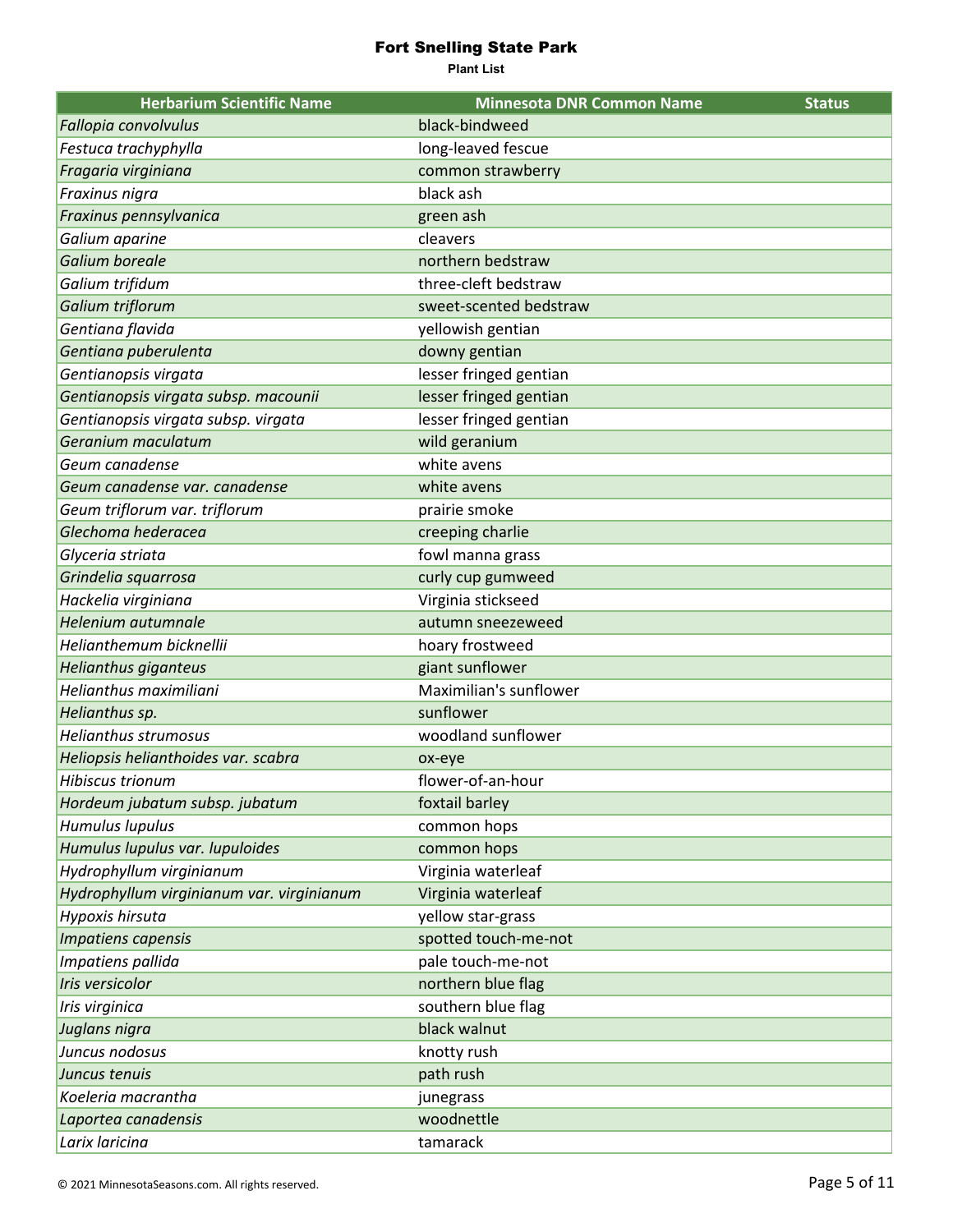# Fort Snelling State Park

**Plant List**

| Herbarium Scientific Name | Minnesota DNR Common Name | Status |
|---|---|---|
| *Fallopia convolvulus* | black-bindweed | |
| *Festuca trachyphylla* | long-leaved fescue | |
| *Fragaria virginiana* | common strawberry | |
| *Fraxinus nigra* | black ash | |
| *Fraxinus pennsylvanica* | green ash | |
| *Galium aparine* | cleavers | |
| *Galium boreale* | northern bedstraw | |
| *Galium trifidum* | three-cleft bedstraw | |
| *Galium triflorum* | sweet-scented bedstraw | |
| *Gentiana flavida* | yellowish gentian | |
| *Gentiana puberulenta* | downy gentian | |
| *Gentianopsis virgata* | lesser fringed gentian | |
| *Gentianopsis virgata subsp. macounii* | lesser fringed gentian | |
| *Gentianopsis virgata subsp. virgata* | lesser fringed gentian | |
| *Geranium maculatum* | wild geranium | |
| *Geum canadense* | white avens | |
| *Geum canadense var. canadense* | white avens | |
| *Geum triflorum var. triflorum* | prairie smoke | |
| *Glechoma hederacea* | creeping charlie | |
| *Glyceria striata* | fowl manna grass | |
| *Grindelia squarrosa* | curly cup gumweed | |
| *Hackelia virginiana* | Virginia stickseed | |
| *Helenium autumnale* | autumn sneezeweed | |
| *Helianthemum bicknellii* | hoary frostweed | |
| *Helianthus giganteus* | giant sunflower | |
| *Helianthus maximiliani* | Maximilian's sunflower | |
| *Helianthus sp.* | sunflower | |
| *Helianthus strumosus* | woodland sunflower | |
| *Heliopsis helianthoides var. scabra* | ox-eye | |
| *Hibiscus trionum* | flower-of-an-hour | |
| *Hordeum jubatum subsp. jubatum* | foxtail barley | |
| *Humulus lupulus* | common hops | |
| *Humulus lupulus var. lupuloides* | common hops | |
| *Hydrophyllum virginianum* | Virginia waterleaf | |
| *Hydrophyllum virginianum var. virginianum* | Virginia waterleaf | |
| *Hypoxis hirsuta* | yellow star-grass | |
| *Impatiens capensis* | spotted touch-me-not | |
| *Impatiens pallida* | pale touch-me-not | |
| *Iris versicolor* | northern blue flag | |
| *Iris virginica* | southern blue flag | |
| *Juglans nigra* | black walnut | |
| *Juncus nodosus* | knotty rush | |
| *Juncus tenuis* | path rush | |
| *Koeleria macrantha* | junegrass | |
| *Laportea canadensis* | woodnettle | |
| *Larix laricina* | tamarack | |

© 2021 MinnesotaSeasons.com. All rights reserved.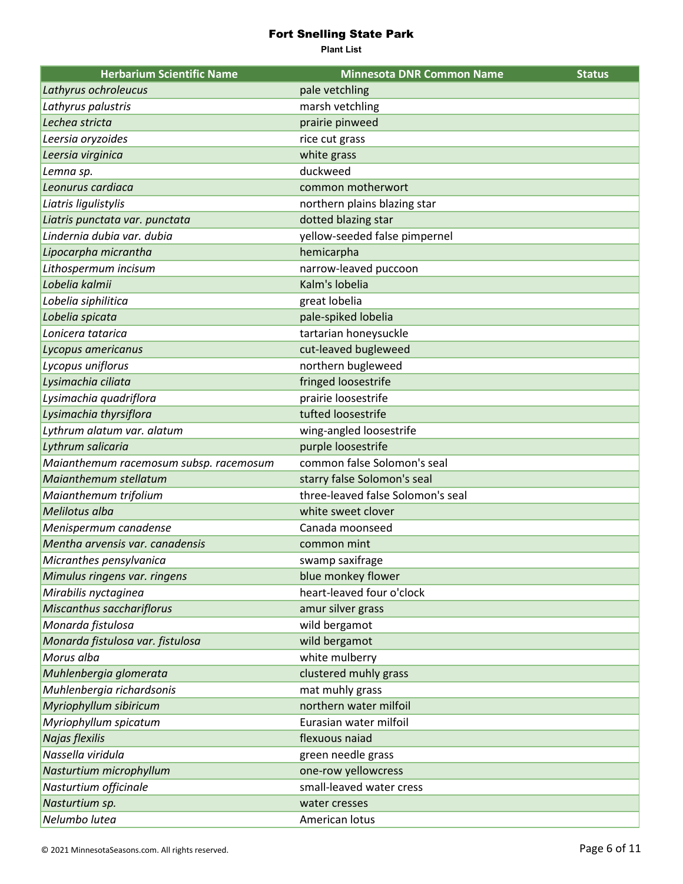# Fort Snelling State Park

**Plant List**

| Herbarium Scientific Name | Minnesota DNR Common Name | Status |
|---|---|---|
| *Lathyrus ochroleucus* | pale vetchling | |
| *Lathyrus palustris* | marsh vetchling | |
| *Lechea stricta* | prairie pinweed | |
| *Leersia oryzoides* | rice cut grass | |
| *Leersia virginica* | white grass | |
| *Lemna sp.* | duckweed | |
| *Leonurus cardiaca* | common motherwort | |
| *Liatris ligulistylis* | northern plains blazing star | |
| *Liatris punctata var. punctata* | dotted blazing star | |
| *Lindernia dubia var. dubia* | yellow-seeded false pimpernel | |
| *Lipocarpha micrantha* | hemicarpha | |
| *Lithospermum incisum* | narrow-leaved puccoon | |
| *Lobelia kalmii* | Kalm's lobelia | |
| *Lobelia siphilitica* | great lobelia | |
| *Lobelia spicata* | pale-spiked lobelia | |
| *Lonicera tatarica* | tartarian honeysuckle | |
| *Lycopus americanus* | cut-leaved bugleweed | |
| *Lycopus uniflorus* | northern bugleweed | |
| *Lysimachia ciliata* | fringed loosestrife | |
| *Lysimachia quadriflora* | prairie loosestrife | |
| *Lysimachia thyrsiflora* | tufted loosestrife | |
| *Lythrum alatum var. alatum* | wing-angled loosestrife | |
| *Lythrum salicaria* | purple loosestrife | |
| *Maianthemum racemosum subsp. racemosum* | common false Solomon's seal | |
| *Maianthemum stellatum* | starry false Solomon's seal | |
| *Maianthemum trifolium* | three-leaved false Solomon's seal | |
| *Melilotus alba* | white sweet clover | |
| *Menispermum canadense* | Canada moonseed | |
| *Mentha arvensis var. canadensis* | common mint | |
| *Micranthes pensylvanica* | swamp saxifrage | |
| *Mimulus ringens var. ringens* | blue monkey flower | |
| *Mirabilis nyctaginea* | heart-leaved four o'clock | |
| *Miscanthus sacchariflorus* | amur silver grass | |
| *Monarda fistulosa* | wild bergamot | |
| *Monarda fistulosa var. fistulosa* | wild bergamot | |
| *Morus alba* | white mulberry | |
| *Muhlenbergia glomerata* | clustered muhly grass | |
| *Muhlenbergia richardsonis* | mat muhly grass | |
| *Myriophyllum sibiricum* | northern water milfoil | |
| *Myriophyllum spicatum* | Eurasian water milfoil | |
| *Najas flexilis* | flexuous naiad | |
| *Nassella viridula* | green needle grass | |
| *Nasturtium microphyllum* | one-row yellowcress | |
| *Nasturtium officinale* | small-leaved water cress | |
| *Nasturtium sp.* | water cresses | |
| *Nelumbo lutea* | American lotus | |

© 2021 MinnesotaSeasons.com. All rights reserved.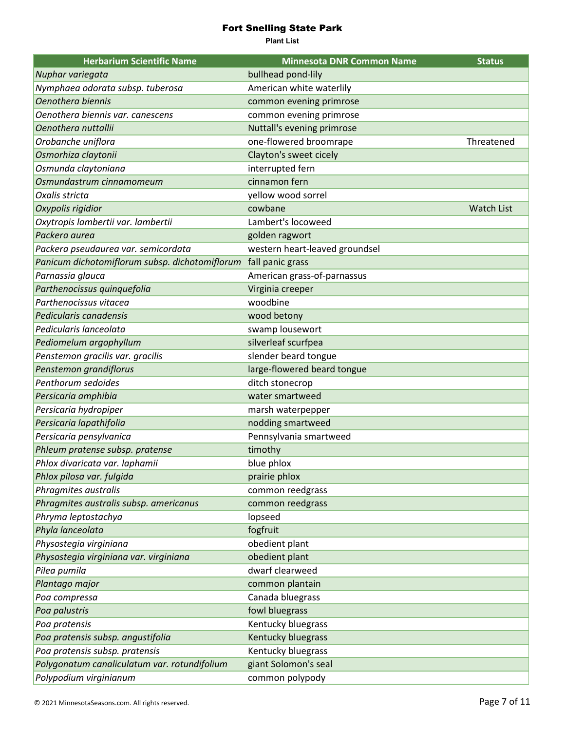# Fort Snelling State Park

**Plant List**

| Herbarium Scientific Name | Minnesota DNR Common Name | Status |
|---|---|---|
| *Nuphar variegata* | bullhead pond-lily | |
| *Nymphaea odorata subsp. tuberosa* | American white waterlily | |
| *Oenothera biennis* | common evening primrose | |
| *Oenothera biennis var. canescens* | common evening primrose | |
| *Oenothera nuttallii* | Nuttall's evening primrose | |
| *Orobanche uniflora* | one-flowered broomrape | Threatened |
| *Osmorhiza claytonii* | Clayton's sweet cicely | |
| *Osmunda claytoniana* | interrupted fern | |
| *Osmundastrum cinnamomeum* | cinnamon fern | |
| *Oxalis stricta* | yellow wood sorrel | |
| *Oxypolis rigidior* | cowbane | Watch List |
| *Oxytropis lambertii var. lambertii* | Lambert's locoweed | |
| *Packera aurea* | golden ragwort | |
| *Packera pseudaurea var. semicordata* | western heart-leaved groundsel | |
| *Panicum dichotomiflorum subsp. dichotomiflorum* | fall panic grass | |
| *Parnassia glauca* | American grass-of-parnassus | |
| *Parthenocissus quinquefolia* | Virginia creeper | |
| *Parthenocissus vitacea* | woodbine | |
| *Pedicularis canadensis* | wood betony | |
| *Pedicularis lanceolata* | swamp lousewort | |
| *Pediomelum argophyllum* | silverleaf scurfpea | |
| *Penstemon gracilis var. gracilis* | slender beard tongue | |
| *Penstemon grandiflorus* | large-flowered beard tongue | |
| *Penthorum sedoides* | ditch stonecrop | |
| *Persicaria amphibia* | water smartweed | |
| *Persicaria hydropiper* | marsh waterpepper | |
| *Persicaria lapathifolia* | nodding smartweed | |
| *Persicaria pensylvanica* | Pennsylvania smartweed | |
| *Phleum pratense subsp. pratense* | timothy | |
| *Phlox divaricata var. laphamii* | blue phlox | |
| *Phlox pilosa var. fulgida* | prairie phlox | |
| *Phragmites australis* | common reedgrass | |
| *Phragmites australis subsp. americanus* | common reedgrass | |
| *Phryma leptostachya* | lopseed | |
| *Phyla lanceolata* | fogfruit | |
| *Physostegia virginiana* | obedient plant | |
| *Physostegia virginiana var. virginiana* | obedient plant | |
| *Pilea pumila* | dwarf clearweed | |
| *Plantago major* | common plantain | |
| *Poa compressa* | Canada bluegrass | |
| *Poa palustris* | fowl bluegrass | |
| *Poa pratensis* | Kentucky bluegrass | |
| *Poa pratensis subsp. angustifolia* | Kentucky bluegrass | |
| *Poa pratensis subsp. pratensis* | Kentucky bluegrass | |
| *Polygonatum canaliculatum var. rotundifolium* | giant Solomon's seal | |
| *Polypodium virginianum* | common polypody | |

© 2021 MinnesotaSeasons.com. All rights reserved.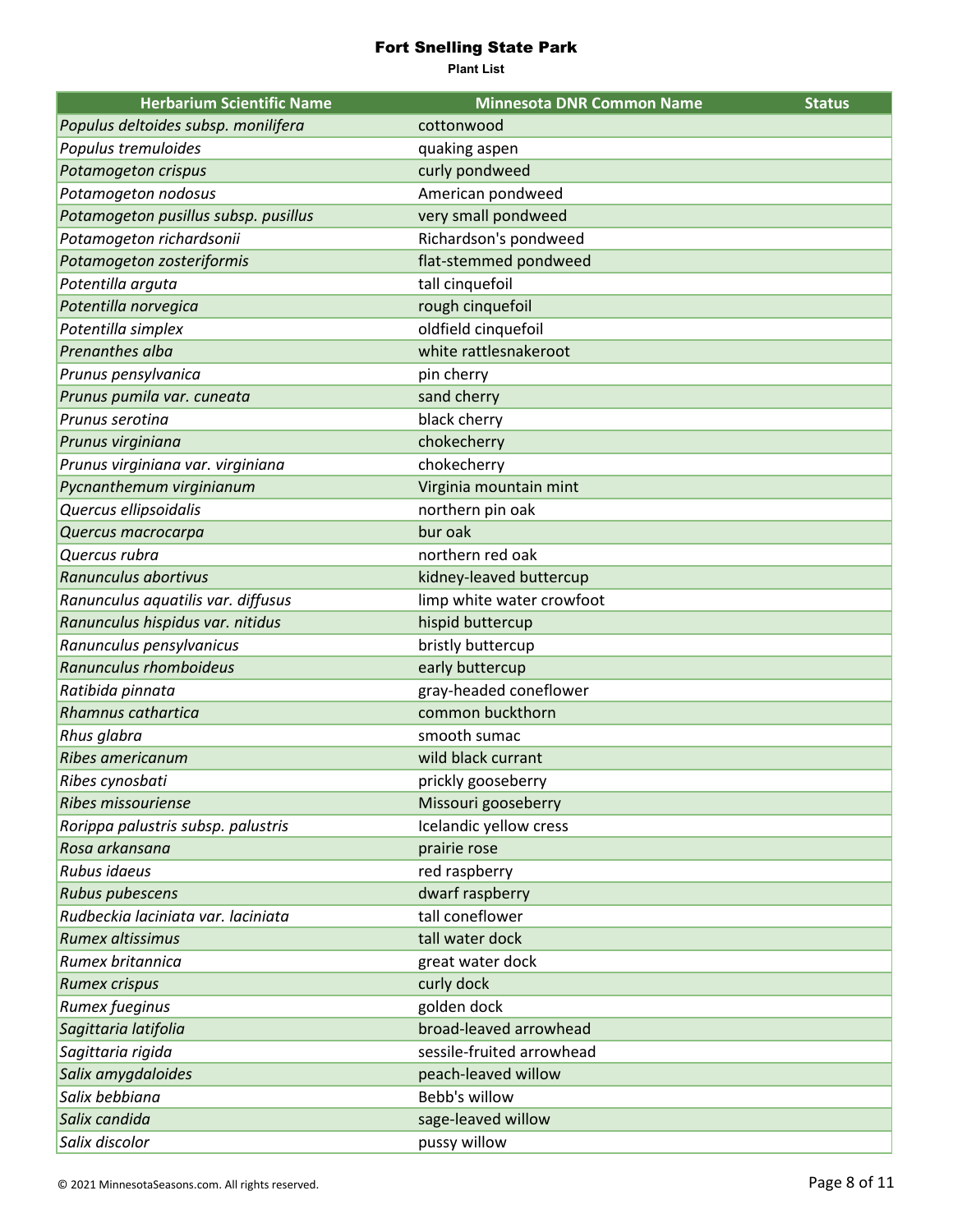# Fort Snelling State Park

**Plant List**

| Herbarium Scientific Name | Minnesota DNR Common Name | Status |
|---|---|---|
| *Populus deltoides subsp. monilifera* | cottonwood | |
| *Populus tremuloides* | quaking aspen | |
| *Potamogeton crispus* | curly pondweed | |
| *Potamogeton nodosus* | American pondweed | |
| *Potamogeton pusillus subsp. pusillus* | very small pondweed | |
| *Potamogeton richardsonii* | Richardson's pondweed | |
| *Potamogeton zosteriformis* | flat-stemmed pondweed | |
| *Potentilla arguta* | tall cinquefoil | |
| *Potentilla norvegica* | rough cinquefoil | |
| *Potentilla simplex* | oldfield cinquefoil | |
| *Prenanthes alba* | white rattlesnakeroot | |
| *Prunus pensylvanica* | pin cherry | |
| *Prunus pumila var. cuneata* | sand cherry | |
| *Prunus serotina* | black cherry | |
| *Prunus virginiana* | chokecherry | |
| *Prunus virginiana var. virginiana* | chokecherry | |
| *Pycnanthemum virginianum* | Virginia mountain mint | |
| *Quercus ellipsoidalis* | northern pin oak | |
| *Quercus macrocarpa* | bur oak | |
| *Quercus rubra* | northern red oak | |
| *Ranunculus abortivus* | kidney-leaved buttercup | |
| *Ranunculus aquatilis var. diffusus* | limp white water crowfoot | |
| *Ranunculus hispidus var. nitidus* | hispid buttercup | |
| *Ranunculus pensylvanicus* | bristly buttercup | |
| *Ranunculus rhomboideus* | early buttercup | |
| *Ratibida pinnata* | gray-headed coneflower | |
| *Rhamnus cathartica* | common buckthorn | |
| *Rhus glabra* | smooth sumac | |
| *Ribes americanum* | wild black currant | |
| *Ribes cynosbati* | prickly gooseberry | |
| *Ribes missouriense* | Missouri gooseberry | |
| *Rorippa palustris subsp. palustris* | Icelandic yellow cress | |
| *Rosa arkansana* | prairie rose | |
| *Rubus idaeus* | red raspberry | |
| *Rubus pubescens* | dwarf raspberry | |
| *Rudbeckia laciniata var. laciniata* | tall coneflower | |
| *Rumex altissimus* | tall water dock | |
| *Rumex britannica* | great water dock | |
| *Rumex crispus* | curly dock | |
| *Rumex fueginus* | golden dock | |
| *Sagittaria latifolia* | broad-leaved arrowhead | |
| *Sagittaria rigida* | sessile-fruited arrowhead | |
| *Salix amygdaloides* | peach-leaved willow | |
| *Salix bebbiana* | Bebb's willow | |
| *Salix candida* | sage-leaved willow | |
| *Salix discolor* | pussy willow | |

© 2021 MinnesotaSeasons.com. All rights reserved.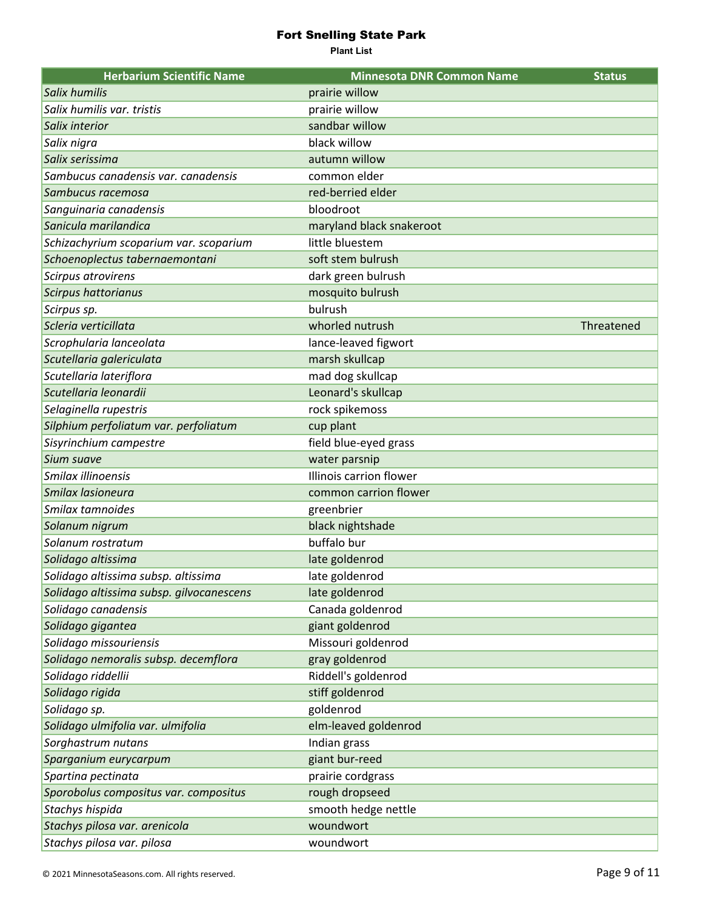# Fort Snelling State Park

**Plant List**

| Herbarium Scientific Name | Minnesota DNR Common Name | Status |
| --- | --- | --- |
| *Salix humilis* | prairie willow | |
| *Salix humilis var. tristis* | prairie willow | |
| *Salix interior* | sandbar willow | |
| *Salix nigra* | black willow | |
| *Salix serissima* | autumn willow | |
| *Sambucus canadensis var. canadensis* | common elder | |
| *Sambucus racemosa* | red-berried elder | |
| *Sanguinaria canadensis* | bloodroot | |
| *Sanicula marilandica* | maryland black snakeroot | |
| *Schizachyrium scoparium var. scoparium* | little bluestem | |
| *Schoenoplectus tabernaemontani* | soft stem bulrush | |
| *Scirpus atrovirens* | dark green bulrush | |
| *Scirpus hattorianus* | mosquito bulrush | |
| *Scirpus sp.* | bulrush | |
| *Scleria verticillata* | whorled nutrush | Threatened |
| *Scrophularia lanceolata* | lance-leaved figwort | |
| *Scutellaria galericulata* | marsh skullcap | |
| *Scutellaria lateriflora* | mad dog skullcap | |
| *Scutellaria leonardii* | Leonard's skullcap | |
| *Selaginella rupestris* | rock spikemoss | |
| *Silphium perfoliatum var. perfoliatum* | cup plant | |
| *Sisyrinchium campestre* | field blue-eyed grass | |
| *Sium suave* | water parsnip | |
| *Smilax illinoensis* | Illinois carrion flower | |
| *Smilax lasioneura* | common carrion flower | |
| *Smilax tamnoides* | greenbrier | |
| *Solanum nigrum* | black nightshade | |
| *Solanum rostratum* | buffalo bur | |
| *Solidago altissima* | late goldenrod | |
| *Solidago altissima subsp. altissima* | late goldenrod | |
| *Solidago altissima subsp. gilvocanescens* | late goldenrod | |
| *Solidago canadensis* | Canada goldenrod | |
| *Solidago gigantea* | giant goldenrod | |
| *Solidago missouriensis* | Missouri goldenrod | |
| *Solidago nemoralis subsp. decemflora* | gray goldenrod | |
| *Solidago riddellii* | Riddell's goldenrod | |
| *Solidago rigida* | stiff goldenrod | |
| *Solidago sp.* | goldenrod | |
| *Solidago ulmifolia var. ulmifolia* | elm-leaved goldenrod | |
| *Sorghastrum nutans* | Indian grass | |
| *Sparganium eurycarpum* | giant bur-reed | |
| *Spartina pectinata* | prairie cordgrass | |
| *Sporobolus compositus var. compositus* | rough dropseed | |
| *Stachys hispida* | smooth hedge nettle | |
| *Stachys pilosa var. arenicola* | woundwort | |
| *Stachys pilosa var. pilosa* | woundwort | |

© 2021 MinnesotaSeasons.com. All rights reserved.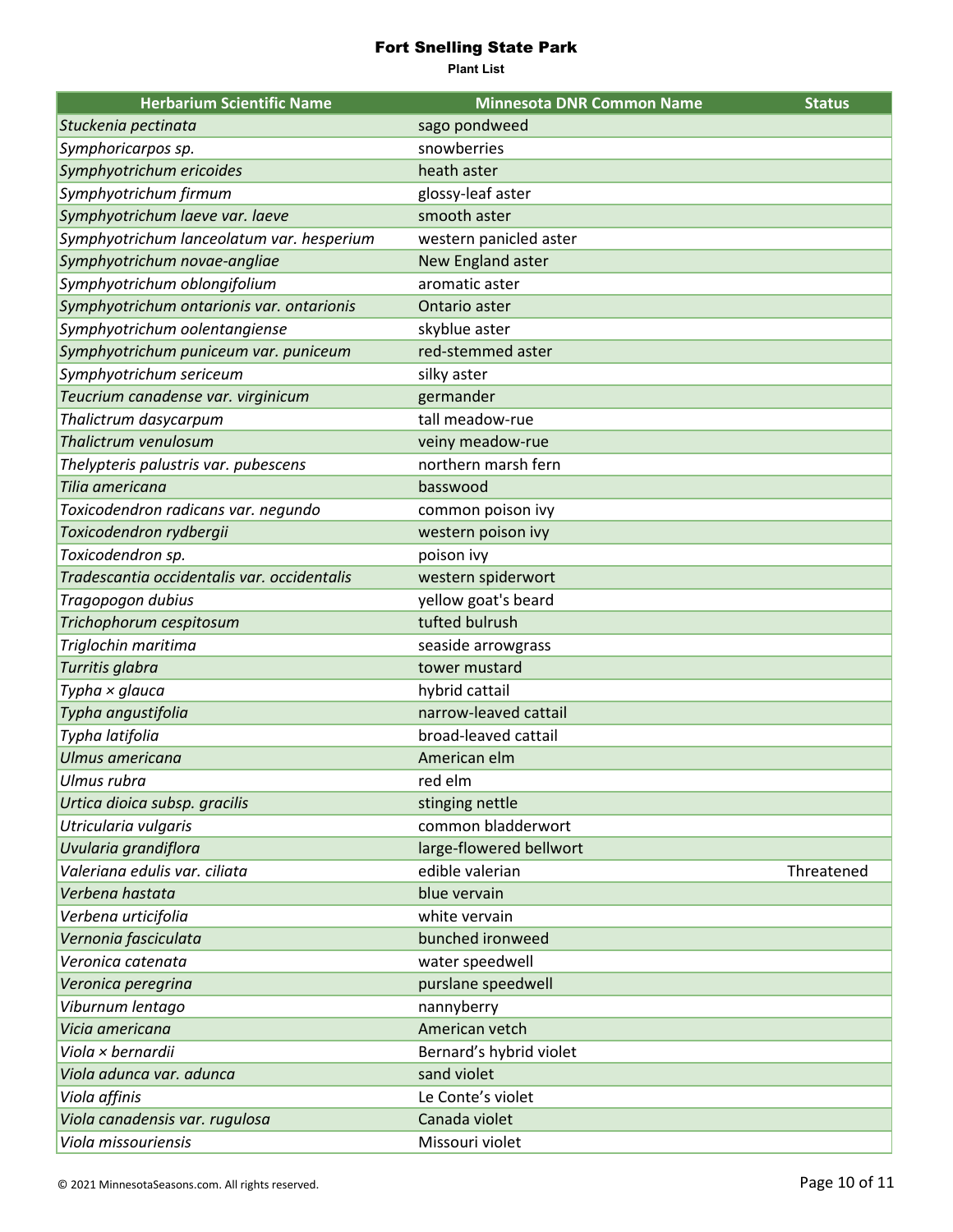# Fort Snelling State Park

**Plant List**

| Herbarium Scientific Name | Minnesota DNR Common Name | Status |
|---|---|---|
| *Stuckenia pectinata* | sago pondweed | |
| *Symphoricarpos sp.* | snowberries | |
| *Symphyotrichum ericoides* | heath aster | |
| *Symphyotrichum firmum* | glossy-leaf aster | |
| *Symphyotrichum laeve var. laeve* | smooth aster | |
| *Symphyotrichum lanceolatum var. hesperium* | western panicled aster | |
| *Symphyotrichum novae-angliae* | New England aster | |
| *Symphyotrichum oblongifolium* | aromatic aster | |
| *Symphyotrichum ontarionis var. ontarionis* | Ontario aster | |
| *Symphyotrichum oolentangiense* | skyblue aster | |
| *Symphyotrichum puniceum var. puniceum* | red-stemmed aster | |
| *Symphyotrichum sericeum* | silky aster | |
| *Teucrium canadense var. virginicum* | germander | |
| *Thalictrum dasycarpum* | tall meadow-rue | |
| *Thalictrum venulosum* | veiny meadow-rue | |
| *Thelypteris palustris var. pubescens* | northern marsh fern | |
| *Tilia americana* | basswood | |
| *Toxicodendron radicans var. negundo* | common poison ivy | |
| *Toxicodendron rydbergii* | western poison ivy | |
| *Toxicodendron sp.* | poison ivy | |
| *Tradescantia occidentalis var. occidentalis* | western spiderwort | |
| *Tragopogon dubius* | yellow goat's beard | |
| *Trichophorum cespitosum* | tufted bulrush | |
| *Triglochin maritima* | seaside arrowgrass | |
| *Turritis glabra* | tower mustard | |
| *Typha × glauca* | hybrid cattail | |
| *Typha angustifolia* | narrow-leaved cattail | |
| *Typha latifolia* | broad-leaved cattail | |
| *Ulmus americana* | American elm | |
| *Ulmus rubra* | red elm | |
| *Urtica dioica subsp. gracilis* | stinging nettle | |
| *Utricularia vulgaris* | common bladderwort | |
| *Uvularia grandiflora* | large-flowered bellwort | |
| *Valeriana edulis var. ciliata* | edible valerian | Threatened |
| *Verbena hastata* | blue vervain | |
| *Verbena urticifolia* | white vervain | |
| *Vernonia fasciculata* | bunched ironweed | |
| *Veronica catenata* | water speedwell | |
| *Veronica peregrina* | purslane speedwell | |
| *Viburnum lentago* | nannyberry | |
| *Vicia americana* | American vetch | |
| *Viola × bernardii* | Bernard's hybrid violet | |
| *Viola adunca var. adunca* | sand violet | |
| *Viola affinis* | Le Conte's violet | |
| *Viola canadensis var. rugulosa* | Canada violet | |
| *Viola missouriensis* | Missouri violet | |

© 2021 MinnesotaSeasons.com. All rights reserved.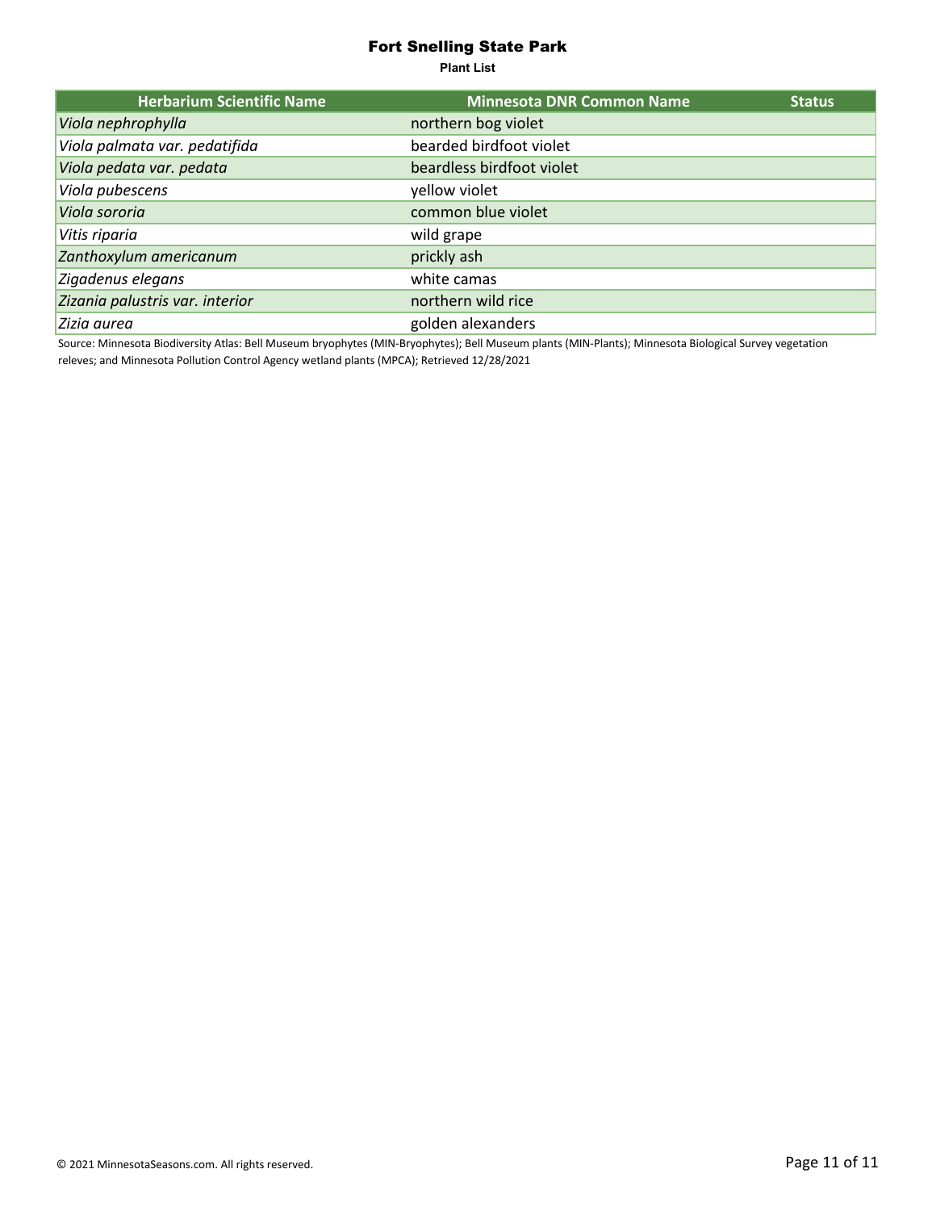# Fort Snelling State Park

**Plant List**

| Herbarium Scientific Name | Minnesota DNR Common Name | Status |
| --- | --- | --- |
| *Viola nephrophylla* | northern bog violet | |
| *Viola palmata var. pedatifida* | bearded birdfoot violet | |
| *Viola pedata var. pedata* | beardless birdfoot violet | |
| *Viola pubescens* | yellow violet | |
| *Viola sororia* | common blue violet | |
| *Vitis riparia* | wild grape | |
| *Zanthoxylum americanum* | prickly ash | |
| *Zigadenus elegans* | white camas | |
| *Zizania palustris var. interior* | northern wild rice | |
| *Zizia aurea* | golden alexanders | |

Source: Minnesota Biodiversity Atlas: Bell Museum bryophytes (MIN-Bryophytes); Bell Museum plants (MIN-Plants); Minnesota Biological Survey vegetation releves; and Minnesota Pollution Control Agency wetland plants (MPCA); Retrieved 12/28/2021

© 2021 MinnesotaSeasons.com. All rights reserved.